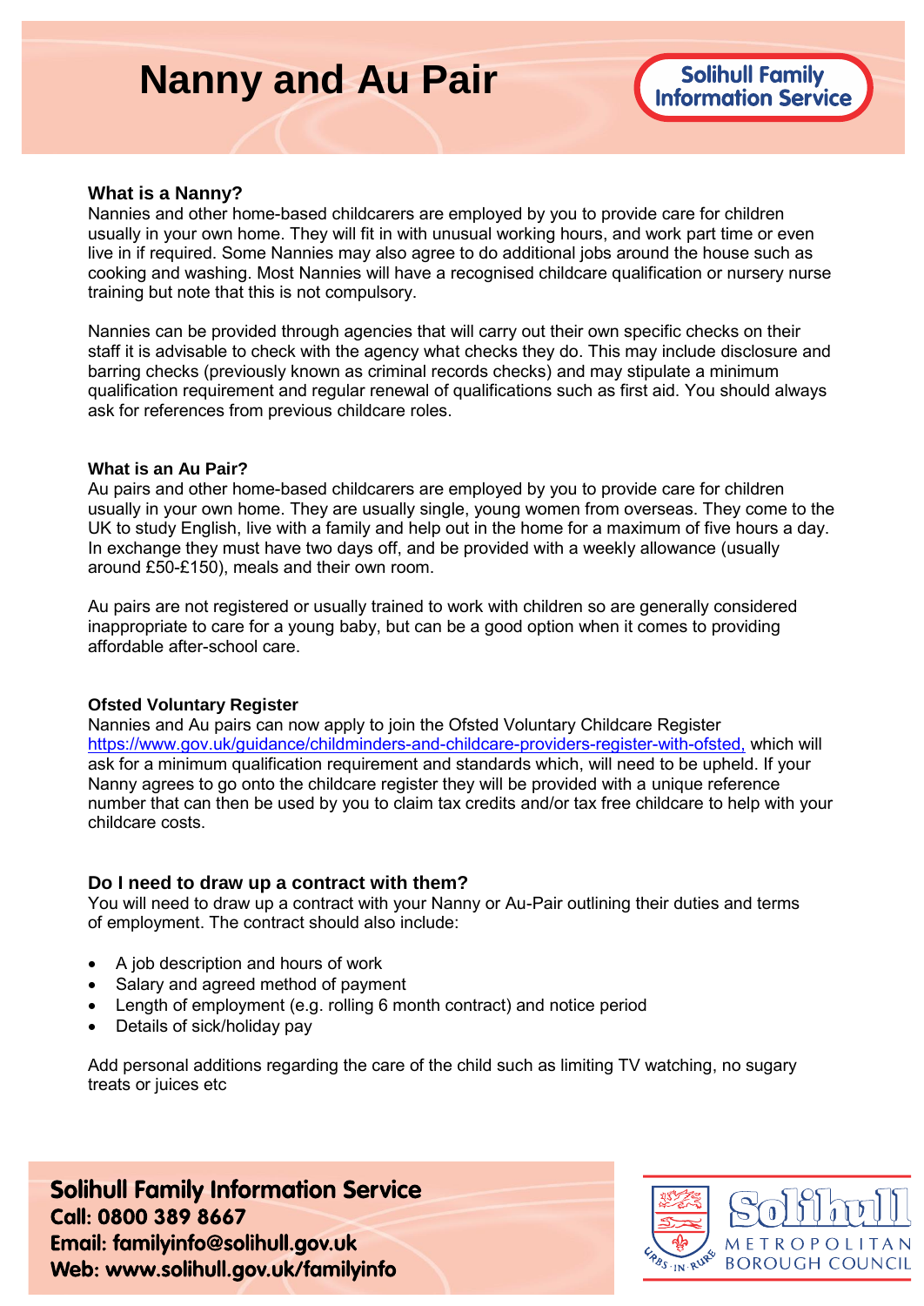# Nanny and Au Pair

Solihull Family Information Service

### What is a Nanny?

Nannies and other home-based childcarers are employed by you to provide care for children usually in your own home. They will fit in with unusual working hours, and work part time or even live in if required. Some Nannies may also agree to do additional jobs around the house such as cooking and washing. Most Nannies will have a recognised childcare qualification or nursery nurse training but note that this is not compulsory.

Nannies can be provided through agencies that will carry out their own specific checks on their staff it is advisable to check with the agency what checks they do. This may include disclosure and barring checks (previously known as criminal records checks) and may stipulate a minimum qualification requirement and regular renewal of qualifications such as first aid. You should always ask for references from previous childcare roles.

### What is an Au Pair?

Au pairs and other home-based childcarers are employed by you to provide care for children usually in your own home. They are usually single, young women from overseas. They come to the UK to study English, live with a family and help out in the home for a maximum of five hours a day. In exchange they must have two days off, and be provided with a weekly allowance (usually around £50-£150), meals and their own room.

Au pairs are not registered or usually trained to work with children so are generally considered inappropriate to care for a young baby, but can be a good option when it comes to providing affordable after-school care.

### Ofsted Voluntary Register

Nannies and Au pairs can now apply to join the Ofsted Voluntary Childcare Register https://www.gov.uk/guidance/childminders-and-childcare-providers-register-with-ofsted, which will ask for a minimum qualification requirement and standards which, will need to be upheld. If your Nanny agrees to go onto the childcare register they will be provided with a unique reference number that can then be used by you to claim tax credits and/or tax free childcare to help with your childcare costs.

### Do I need to draw up a contract with them?

You will need to draw up a contract with your Nanny or Au-Pair outlining their duties and terms of employment. The contract should also include:

- A job description and hours of work
- Salary and agreed method of payment
- Length of employment (e.g. rolling 6 month contract) and notice period
- Details of sick/holiday pay

Add personal additions regarding the care of the child such as limiting TV watching, no sugary treats or juices etc

**Solihull Family Information Service**
**Call: 0800 389 8667**
**Email: familyinfo@solihull.gov.uk**
**Web: www.solihull.gov.uk/familyinfo**

Solihull Metropolitan Borough Council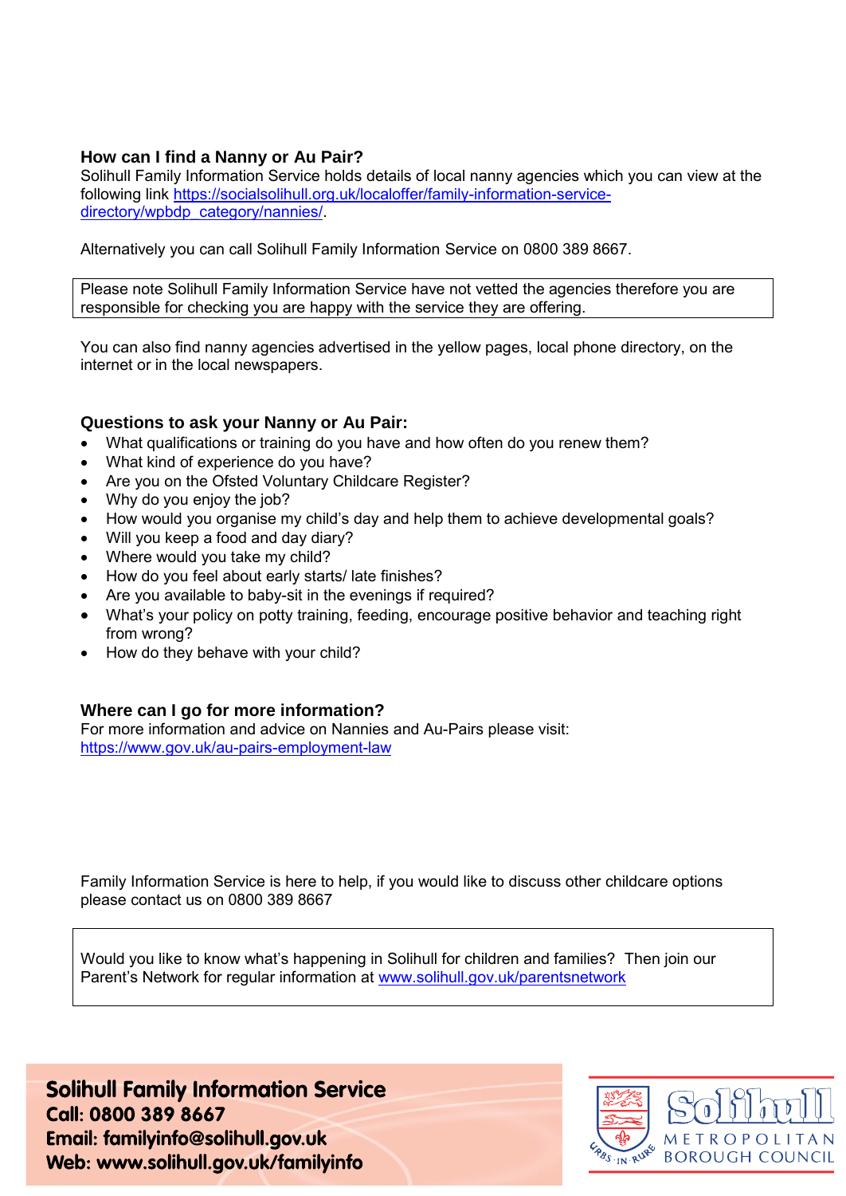### How can I find a Nanny or Au Pair?

Solihull Family Information Service holds details of local nanny agencies which you can view at the following link https://socialsolihull.org.uk/localoffer/family-information-service-directory/wpbdp_category/nannies/.

Alternatively you can call Solihull Family Information Service on 0800 389 8667.

> Please note Solihull Family Information Service have not vetted the agencies therefore you are responsible for checking you are happy with the service they are offering.

You can also find nanny agencies advertised in the yellow pages, local phone directory, on the internet or in the local newspapers.

### Questions to ask your Nanny or Au Pair:

- What qualifications or training do you have and how often do you renew them?
- What kind of experience do you have?
- Are you on the Ofsted Voluntary Childcare Register?
- Why do you enjoy the job?
- How would you organise my child's day and help them to achieve developmental goals?
- Will you keep a food and day diary?
- Where would you take my child?
- How do you feel about early starts/ late finishes?
- Are you available to baby-sit in the evenings if required?
- What's your policy on potty training, feeding, encourage positive behavior and teaching right from wrong?
- How do they behave with your child?

### Where can I go for more information?

For more information and advice on Nannies and Au-Pairs please visit:
https://www.gov.uk/au-pairs-employment-law

Family Information Service is here to help, if you would like to discuss other childcare options please contact us on 0800 389 8667

> Would you like to know what's happening in Solihull for children and families? Then join our Parent's Network for regular information at www.solihull.gov.uk/parentsnetwork

**Solihull Family Information Service**
**Call: 0800 389 8667**
**Email: familyinfo@solihull.gov.uk**
**Web: www.solihull.gov.uk/familyinfo**

Solihull Metropolitan Borough Council